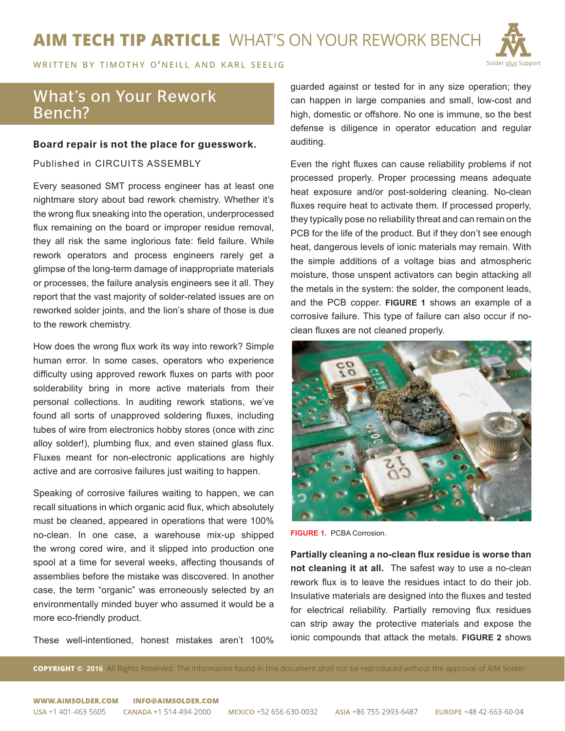# What's on Your Rework Bench?

**Board repair is not the place for guesswork.**

Published in CIRCUITS ASSEMBLY

Every seasoned SMT process engineer has at least one nightmare story about bad rework chemistry. Whether it's the wrong flux sneaking into the operation, underprocessed flux remaining on the board or improper residue removal, they all risk the same inglorious fate: field failure. While rework operators and process engineers rarely get a glimpse of the long-term damage of inappropriate materials or processes, the failure analysis engineers see it all. They report that the vast majority of solder-related issues are on reworked solder joints, and the lion's share of those is due to the rework chemistry.

How does the wrong flux work its way into rework? Simple human error. In some cases, operators who experience difficulty using approved rework fluxes on parts with poor solderability bring in more active materials from their personal collections. In auditing rework stations, we've found all sorts of unapproved soldering fluxes, including tubes of wire from electronics hobby stores (once with zinc alloy solder!), plumbing flux, and even stained glass flux. Fluxes meant for non-electronic applications are highly active and are corrosive failures just waiting to happen.

Speaking of corrosive failures waiting to happen, we can recall situations in which organic acid flux, which absolutely must be cleaned, appeared in operations that were 100% no-clean. In one case, a warehouse mix-up shipped the wrong cored wire, and it slipped into production one spool at a time for several weeks, affecting thousands of assemblies before the mistake was discovered. In another case, the term "organic" was erroneously selected by an environmentally minded buyer who assumed it would be a more eco-friendly product.

These well-intentioned, honest mistakes aren't 100% guarded against or tested for in any size operation; they can happen in large companies and small, low-cost and high, domestic or offshore. No one is immune, so the best defense is diligence in operator education and regular auditing.

Even the right fluxes can cause reliability problems if not processed properly. Proper processing means adequate heat exposure and/or post-soldering cleaning. No-clean fluxes require heat to activate them. If processed properly, they typically pose no reliability threat and can remain on the PCB for the life of the product. But if they don't see enough heat, dangerous levels of ionic materials may remain. With the simple additions of a voltage bias and atmospheric moisture, those unspent activators can begin attacking all the metals in the system: the solder, the component leads, and the PCB copper. **FIGURE 1** shows an example of a corrosive failure. This type of failure can also occur if no-clean fluxes are not cleaned properly.

**FIGURE 1.** PCBA Corrosion.

**Partially cleaning a no-clean flux residue is worse than not cleaning it at all.** The safest way to use a no-clean rework flux is to leave the residues intact to do their job. Insulative materials are designed into the fluxes and tested for electrical reliability. Partially removing flux residues can strip away the protective materials and expose the ionic compounds that attack the metals. **FIGURE 2** shows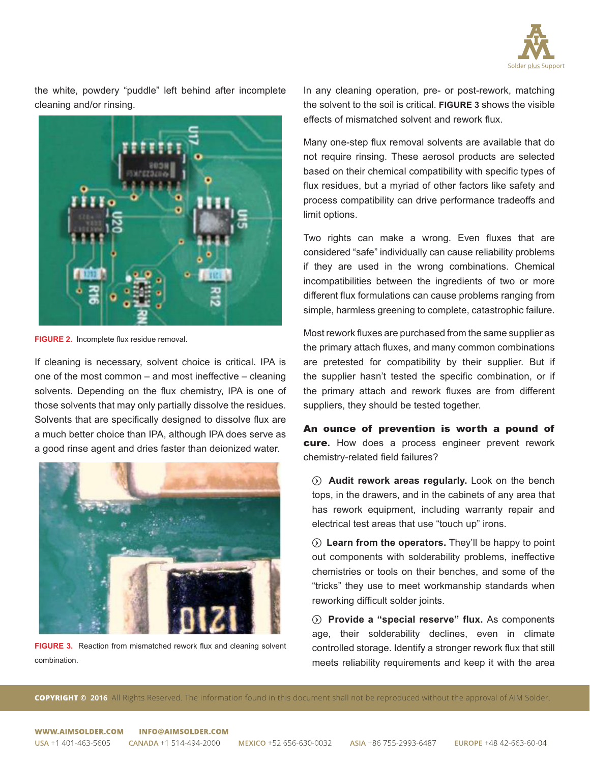the white, powdery "puddle" left behind after incomplete cleaning and/or rinsing.

**FIGURE 2.** Incomplete flux residue removal.

If cleaning is necessary, solvent choice is critical. IPA is one of the most common – and most ineffective – cleaning solvents. Depending on the flux chemistry, IPA is one of those solvents that may only partially dissolve the residues. Solvents that are specifically designed to dissolve flux are a much better choice than IPA, although IPA does serve as a good rinse agent and dries faster than deionized water.

**FIGURE 3.** Reaction from mismatched rework flux and cleaning solvent combination.

In any cleaning operation, pre- or post-rework, matching the solvent to the soil is critical. **FIGURE 3** shows the visible effects of mismatched solvent and rework flux.

Many one-step flux removal solvents are available that do not require rinsing. These aerosol products are selected based on their chemical compatibility with specific types of flux residues, but a myriad of other factors like safety and process compatibility can drive performance tradeoffs and limit options.

Two rights can make a wrong. Even fluxes that are considered "safe" individually can cause reliability problems if they are used in the wrong combinations. Chemical incompatibilities between the ingredients of two or more different flux formulations can cause problems ranging from simple, harmless greening to complete, catastrophic failure.

Most rework fluxes are purchased from the same supplier as the primary attach fluxes, and many common combinations are pretested for compatibility by their supplier. But if the supplier hasn't tested the specific combination, or if the primary attach and rework fluxes are from different suppliers, they should be tested together.

**An ounce of prevention is worth a pound of cure.** How does a process engineer prevent rework chemistry-related field failures?

- **Audit rework areas regularly.** Look on the bench tops, in the drawers, and in the cabinets of any area that has rework equipment, including warranty repair and electrical test areas that use "touch up" irons.
- **Learn from the operators.** They'll be happy to point out components with solderability problems, ineffective chemistries or tools on their benches, and some of the "tricks" they use to meet workmanship standards when reworking difficult solder joints.
- **Provide a "special reserve" flux.** As components age, their solderability declines, even in climate controlled storage. Identify a stronger rework flux that still meets reliability requirements and keep it with the area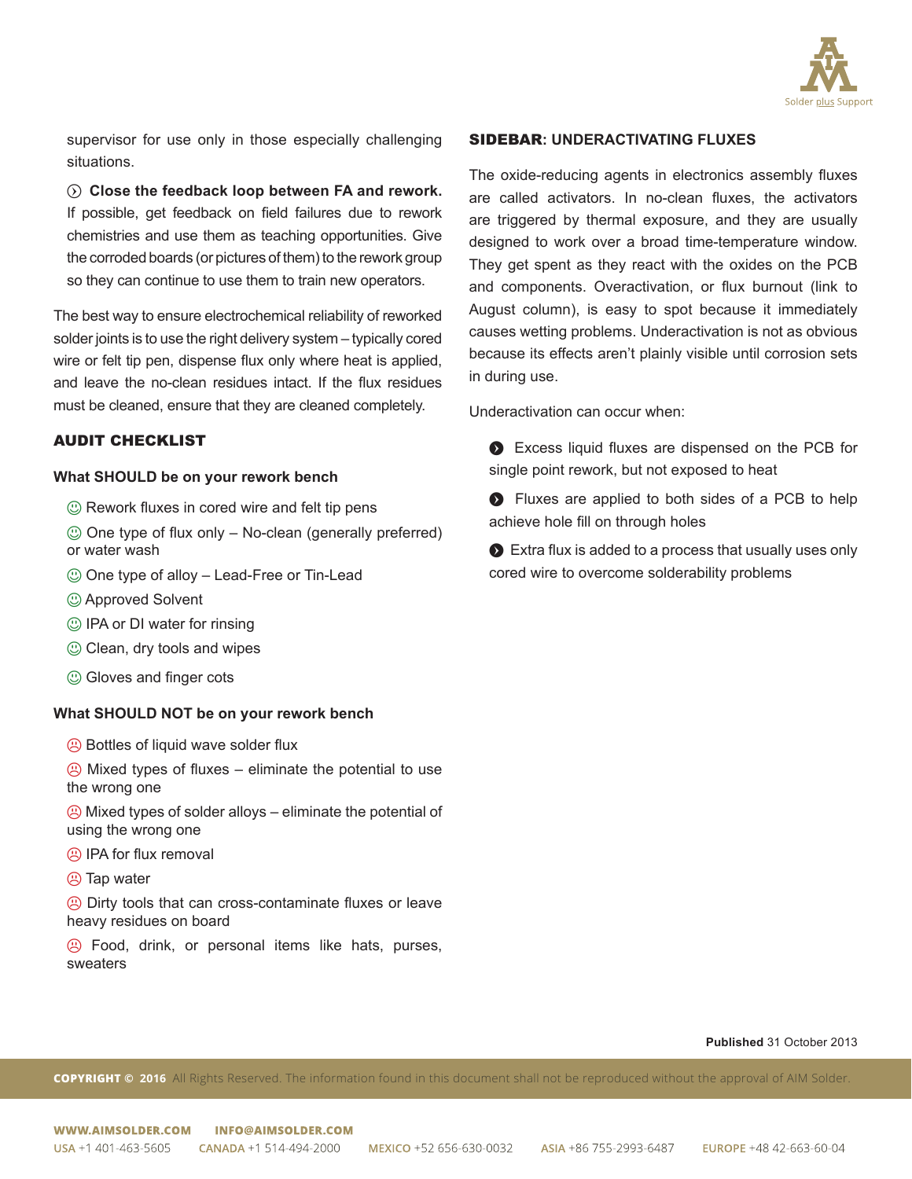supervisor for use only in those especially challenging situations.

**Close the feedback loop between FA and rework.** If possible, get feedback on field failures due to rework chemistries and use them as teaching opportunities. Give the corroded boards (or pictures of them) to the rework group so they can continue to use them to train new operators.

The best way to ensure electrochemical reliability of reworked solder joints is to use the right delivery system – typically cored wire or felt tip pen, dispense flux only where heat is applied, and leave the no-clean residues intact. If the flux residues must be cleaned, ensure that they are cleaned completely.

## AUDIT CHECKLIST

### What SHOULD be on your rework bench

- Rework fluxes in cored wire and felt tip pens
- One type of flux only – No-clean (generally preferred) or water wash
- One type of alloy – Lead-Free or Tin-Lead
- Approved Solvent
- IPA or DI water for rinsing
- Clean, dry tools and wipes
- Gloves and finger cots

### What SHOULD NOT be on your rework bench

- Bottles of liquid wave solder flux
- Mixed types of fluxes – eliminate the potential to use the wrong one
- Mixed types of solder alloys – eliminate the potential of using the wrong one
- IPA for flux removal
- Tap water
- Dirty tools that can cross-contaminate fluxes or leave heavy residues on board
- Food, drink, or personal items like hats, purses, sweaters

## SIDEBAR: UNDERACTIVATING FLUXES

The oxide-reducing agents in electronics assembly fluxes are called activators. In no-clean fluxes, the activators are triggered by thermal exposure, and they are usually designed to work over a broad time-temperature window. They get spent as they react with the oxides on the PCB and components. Overactivation, or flux burnout (link to August column), is easy to spot because it immediately causes wetting problems. Underactivation is not as obvious because its effects aren't plainly visible until corrosion sets in during use.

Underactivation can occur when:

- Excess liquid fluxes are dispensed on the PCB for single point rework, but not exposed to heat
- Fluxes are applied to both sides of a PCB to help achieve hole fill on through holes
- Extra flux is added to a process that usually uses only cored wire to overcome solderability problems

**Published** 31 October 2013

**COPYRIGHT © 2016** All Rights Reserved. The information found in this document shall not be reproduced without the approval of AIM Solder.

**WWW.AIMSOLDER.COM** **INFO@AIMSOLDER.COM**

USA +1 401-463-5605 CANADA +1 514-494-2000 MEXICO +52 656-630-0032 ASIA +86 755-2993-6487 EUROPE +48 42-663-60-04